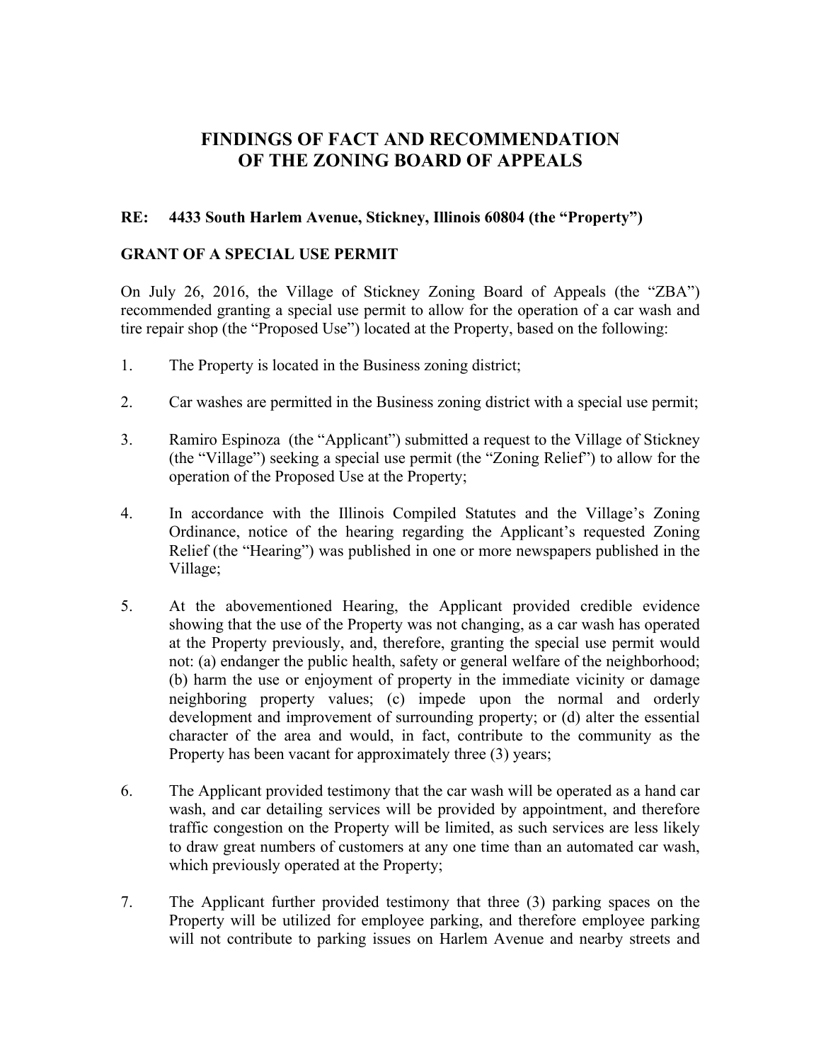# FINDINGS OF FACT AND RECOMMENDATION OF THE ZONING BOARD OF APPEALS

**RE: 4433 South Harlem Avenue, Stickney, Illinois 60804 (the "Property")**

**GRANT OF A SPECIAL USE PERMIT**

On July 26, 2016, the Village of Stickney Zoning Board of Appeals (the "ZBA") recommended granting a special use permit to allow for the operation of a car wash and tire repair shop (the "Proposed Use") located at the Property, based on the following:

1. The Property is located in the Business zoning district;

2. Car washes are permitted in the Business zoning district with a special use permit;

3. Ramiro Espinoza (the "Applicant") submitted a request to the Village of Stickney (the "Village") seeking a special use permit (the "Zoning Relief") to allow for the operation of the Proposed Use at the Property;

4. In accordance with the Illinois Compiled Statutes and the Village's Zoning Ordinance, notice of the hearing regarding the Applicant's requested Zoning Relief (the "Hearing") was published in one or more newspapers published in the Village;

5. At the abovementioned Hearing, the Applicant provided credible evidence showing that the use of the Property was not changing, as a car wash has operated at the Property previously, and, therefore, granting the special use permit would not: (a) endanger the public health, safety or general welfare of the neighborhood; (b) harm the use or enjoyment of property in the immediate vicinity or damage neighboring property values; (c) impede upon the normal and orderly development and improvement of surrounding property; or (d) alter the essential character of the area and would, in fact, contribute to the community as the Property has been vacant for approximately three (3) years;

6. The Applicant provided testimony that the car wash will be operated as a hand car wash, and car detailing services will be provided by appointment, and therefore traffic congestion on the Property will be limited, as such services are less likely to draw great numbers of customers at any one time than an automated car wash, which previously operated at the Property;

7. The Applicant further provided testimony that three (3) parking spaces on the Property will be utilized for employee parking, and therefore employee parking will not contribute to parking issues on Harlem Avenue and nearby streets and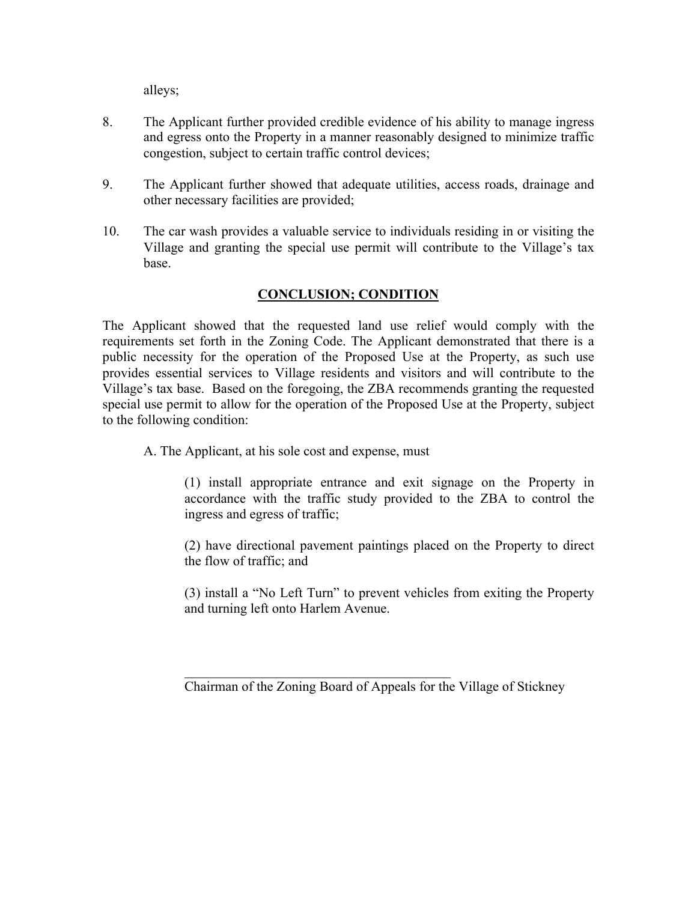alleys;

8. The Applicant further provided credible evidence of his ability to manage ingress and egress onto the Property in a manner reasonably designed to minimize traffic congestion, subject to certain traffic control devices;

9. The Applicant further showed that adequate utilities, access roads, drainage and other necessary facilities are provided;

10. The car wash provides a valuable service to individuals residing in or visiting the Village and granting the special use permit will contribute to the Village's tax base.

## **CONCLUSION; CONDITION**

The Applicant showed that the requested land use relief would comply with the requirements set forth in the Zoning Code. The Applicant demonstrated that there is a public necessity for the operation of the Proposed Use at the Property, as such use provides essential services to Village residents and visitors and will contribute to the Village's tax base. Based on the foregoing, the ZBA recommends granting the requested special use permit to allow for the operation of the Proposed Use at the Property, subject to the following condition:

A. The Applicant, at his sole cost and expense, must

(1) install appropriate entrance and exit signage on the Property in accordance with the traffic study provided to the ZBA to control the ingress and egress of traffic;

(2) have directional pavement paintings placed on the Property to direct the flow of traffic; and

(3) install a "No Left Turn" to prevent vehicles from exiting the Property and turning left onto Harlem Avenue.

\_\_\_\_\_\_\_\_\_\_\_\_\_\_\_\_\_\_\_\_\_\_\_\_\_\_\_\_\_\_\_\_\_\_\_\_\_\_\_\_

Chairman of the Zoning Board of Appeals for the Village of Stickney